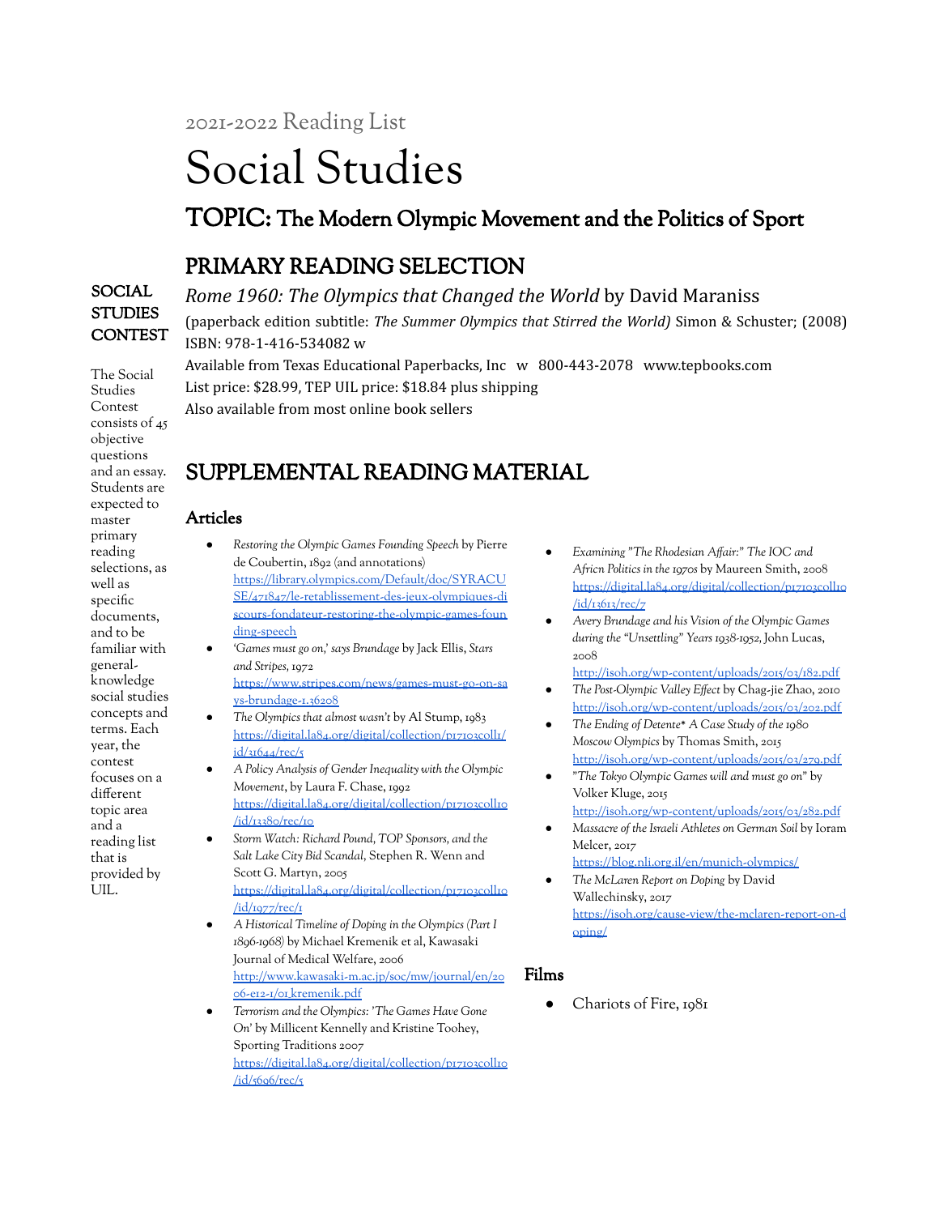2021-2022 Reading List

# Social Studies

## TOPIC: The Modern Olympic Movement and the Politics of Sport

## PRIMARY READING SELECTION

*Rome 1960: The Olympics that Changed the World* by David Maraniss
(paperback edition subtitle: *The Summer Olympics that Stirred the World)* Simon & Schuster; (2008)
ISBN: 978-1-416-534082 w
Available from Texas Educational Paperbacks, Inc w 800-443-2078 www.tepbooks.com
List price: $28.99, TEP UIL price: $18.84 plus shipping
Also available from most online book sellers

### SOCIAL STUDIES CONTEST

The Social Studies Contest consists of 45 objective questions and an essay. Students are expected to master primary reading selections, as well as specific documents, and to be familiar with general-knowledge social studies concepts and terms. Each year, the contest focuses on a different topic area and a reading list that is provided by UIL.

## SUPPLEMENTAL READING MATERIAL

### Articles

- *Restoring the Olympic Games Founding Speech* by Pierre de Coubertin, 1892 (and annotations) https://library.olympics.com/Default/doc/SYRACUSE/471847/le-retablissement-des-jeux-olympiques-discours-fondateur-restoring-the-olympic-games-founding-speech
- *'Games must go on,' says Brundage* by Jack Ellis, *Stars and Stripes*, 1972 https://www.stripes.com/news/games-must-go-on-says-brundage-1.36208
- *The Olympics that almost wasn't* by Al Stump, 1983 https://digital.la84.org/digital/collection/p17103coll1/id/31644/rec/5
- *A Policy Analysis of Gender Inequality with the Olympic Movement*, by Laura F. Chase, 1992 https://digital.la84.org/digital/collection/p17103coll10/id/13380/rec/10
- *Storm Watch: Richard Pound, TOP Sponsors, and the Salt Lake City Bid Scandal*, Stephen R. Wenn and Scott G. Martyn, 2005 https://digital.la84.org/digital/collection/p17103coll10/id/1977/rec/1
- *A Historical Timeline of Doping in the Olympics (Part I 1896-1968)* by Michael Kremenik et al, Kawasaki Journal of Medical Welfare, 2006 http://www.kawasaki-m.ac.jp/soc/mw/journal/en/2006-e12-1/01_kremenik.pdf
- *Terrorism and the Olympics: 'The Games Have Gone On'* by Millicent Kennelly and Kristine Toohey, Sporting Traditions 2007 https://digital.la84.org/digital/collection/p17103coll10/id/5696/rec/5
- *Examining "The Rhodesian Affair:" The IOC and Africn Politics in the 1970s* by Maureen Smith, 2008 https://digital.la84.org/digital/collection/p17103coll10/id/13613/rec/7
- *Avery Brundage and his Vision of the Olympic Games during the "Unsettling" Years 1938-1952*, John Lucas, 2008 http://isoh.org/wp-content/uploads/2015/03/182.pdf
- *The Post-Olympic Valley Effect* by Chag-jie Zhao, 2010 http://isoh.org/wp-content/uploads/2015/03/202.pdf
- *The Ending of Detente* A Case Study of the 1980 Moscow Olympics* by Thomas Smith, 2015 http://isoh.org/wp-content/uploads/2015/03/279.pdf
- *"The Tokyo Olympic Games will and must go on"* by Volker Kluge, 2015 http://isoh.org/wp-content/uploads/2015/03/282.pdf
- *Massacre of the Israeli Athletes on German Soil* by Ioram Melcer, 2017 https://blog.nli.org.il/en/munich-olympics/
- *The McLaren Report on Doping* by David Wallechinsky, 2017 https://isoh.org/cause-view/the-mclaren-report-on-doping/

### Films

- Chariots of Fire, 1981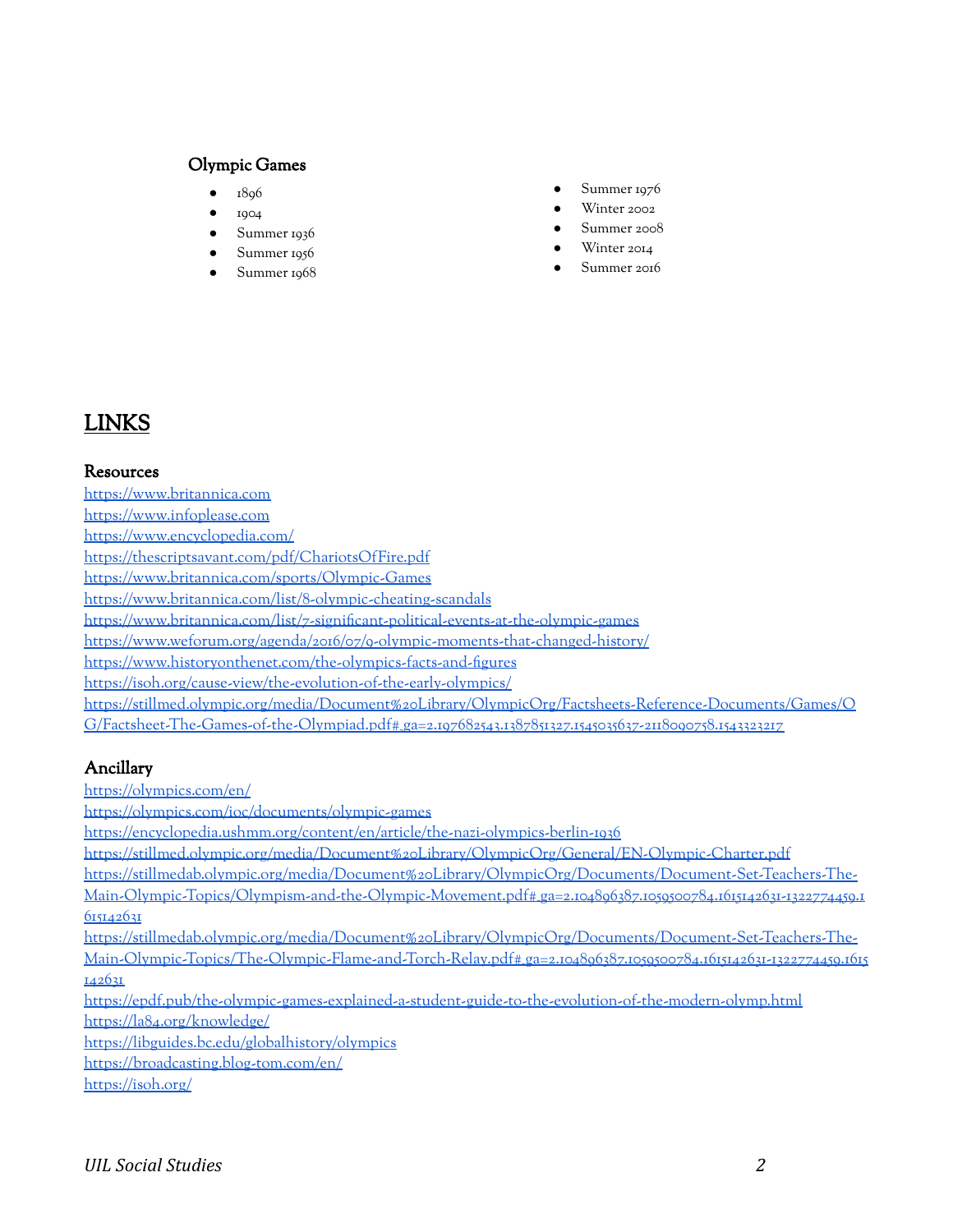### Olympic Games

- 1896
- 1904
- Summer 1936
- Summer 1956
- Summer 1968
- Summer 1976
- Winter 2002
- Summer 2008
- Winter 2014
- Summer 2016

## LINKS

### Resources

https://www.britannica.com
https://www.infoplease.com
https://www.encyclopedia.com/
https://thescriptsavant.com/pdf/ChariotsOfFire.pdf
https://www.britannica.com/sports/Olympic-Games
https://www.britannica.com/list/8-olympic-cheating-scandals
https://www.britannica.com/list/7-significant-political-events-at-the-olympic-games
https://www.weforum.org/agenda/2016/07/9-olympic-moments-that-changed-history/
https://www.historyonthenet.com/the-olympics-facts-and-figures
https://isoh.org/cause-view/the-evolution-of-the-early-olympics/
https://stillmed.olympic.org/media/Document%20Library/OlympicOrg/Factsheets-Reference-Documents/Games/OG/Factsheet-The-Games-of-the-Olympiad.pdf#_ga=2.197682543.1387851327.1545035637-2118090758.1543323217

### Ancillary

https://olympics.com/en/
https://olympics.com/ioc/documents/olympic-games
https://encyclopedia.ushmm.org/content/en/article/the-nazi-olympics-berlin-1936
https://stillmed.olympic.org/media/Document%20Library/OlympicOrg/General/EN-Olympic-Charter.pdf
https://stillmedab.olympic.org/media/Document%20Library/OlympicOrg/Documents/Document-Set-Teachers-The-Main-Olympic-Topics/Olympism-and-the-Olympic-Movement.pdf#_ga=2.104896387.1059500784.1615142631-1322774459.1615142631
https://stillmedab.olympic.org/media/Document%20Library/OlympicOrg/Documents/Document-Set-Teachers-The-Main-Olympic-Topics/The-Olympic-Flame-and-Torch-Relay.pdf#_ga=2.104896387.1059500784.1615142631-1322774459.1615142631
https://epdf.pub/the-olympic-games-explained-a-student-guide-to-the-evolution-of-the-modern-olymp.html
https://la84.org/knowledge/
https://libguides.bc.edu/globalhistory/olympics
https://broadcasting.blog-tom.com/en/
https://isoh.org/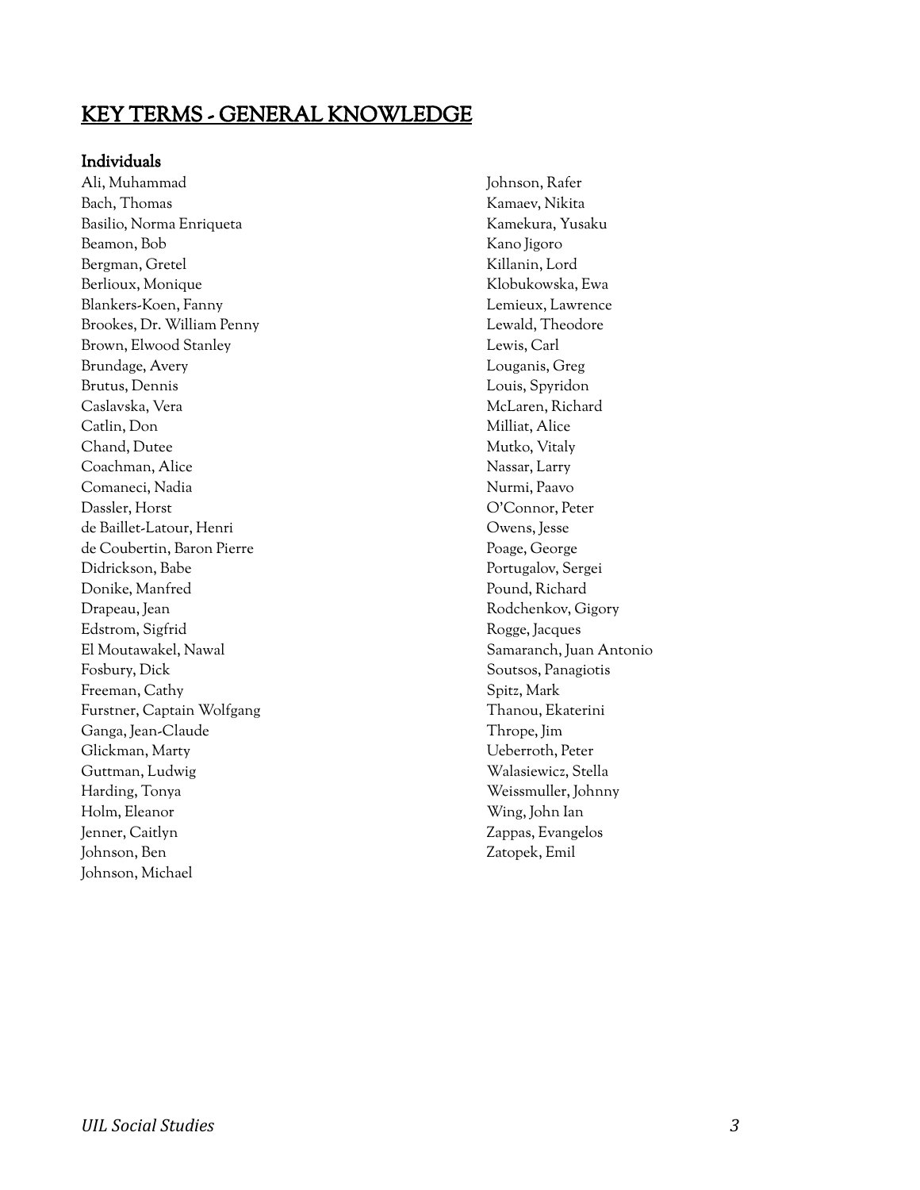# KEY TERMS - GENERAL KNOWLEDGE

### Individuals

Ali, Muhammad
Bach, Thomas
Basilio, Norma Enriqueta
Beamon, Bob
Bergman, Gretel
Berlioux, Monique
Blankers-Koen, Fanny
Brookes, Dr. William Penny
Brown, Elwood Stanley
Brundage, Avery
Brutus, Dennis
Caslavska, Vera
Catlin, Don
Chand, Dutee
Coachman, Alice
Comaneci, Nadia
Dassler, Horst
de Baillet-Latour, Henri
de Coubertin, Baron Pierre
Didrickson, Babe
Donike, Manfred
Drapeau, Jean
Edstrom, Sigfrid
El Moutawakel, Nawal
Fosbury, Dick
Freeman, Cathy
Furstner, Captain Wolfgang
Ganga, Jean-Claude
Glickman, Marty
Guttman, Ludwig
Harding, Tonya
Holm, Eleanor
Jenner, Caitlyn
Johnson, Ben
Johnson, Michael
Johnson, Rafer
Kamaev, Nikita
Kamekura, Yusaku
Kano Jigoro
Killanin, Lord
Klobukowska, Ewa
Lemieux, Lawrence
Lewald, Theodore
Lewis, Carl
Louganis, Greg
Louis, Spyridon
McLaren, Richard
Milliat, Alice
Mutko, Vitaly
Nassar, Larry
Nurmi, Paavo
O'Connor, Peter
Owens, Jesse
Poage, George
Portugalov, Sergei
Pound, Richard
Rodchenkov, Gigory
Rogge, Jacques
Samaranch, Juan Antonio
Soutsos, Panagiotis
Spitz, Mark
Thanou, Ekaterini
Thrope, Jim
Ueberroth, Peter
Walasiewicz, Stella
Weissmuller, Johnny
Wing, John Ian
Zappas, Evangelos
Zatopek, Emil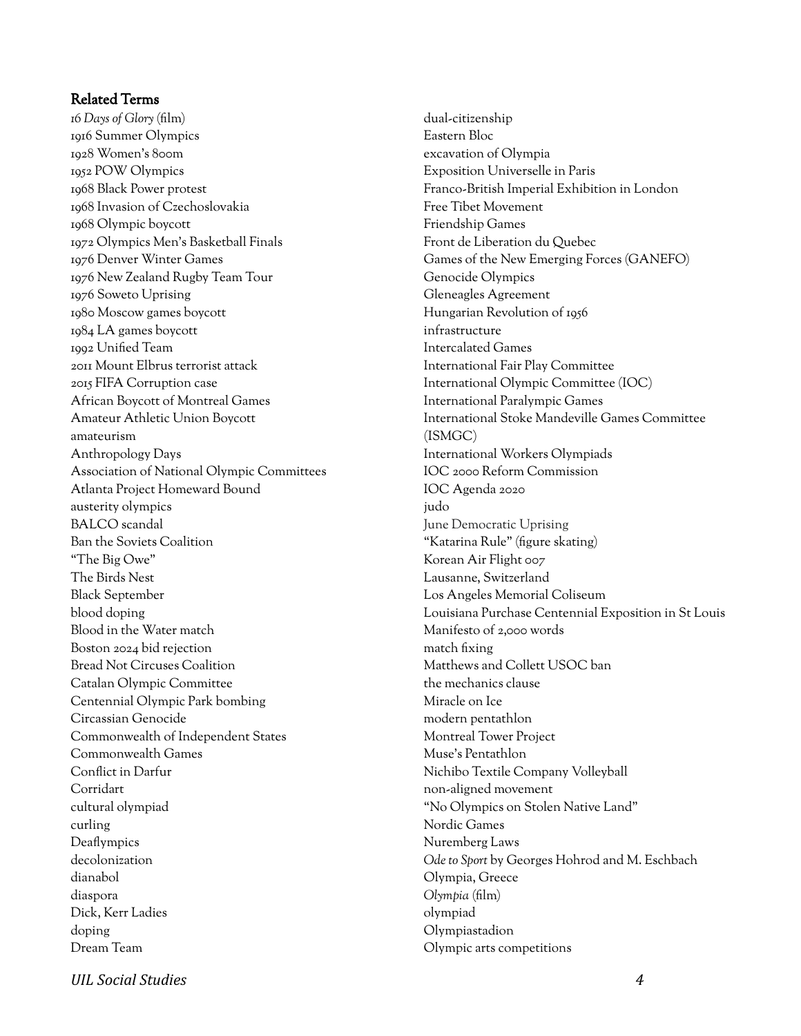## Related Terms

*16 Days of Glory* (film)
1916 Summer Olympics
1928 Women's 800m
1952 POW Olympics
1968 Black Power protest
1968 Invasion of Czechoslovakia
1968 Olympic boycott
1972 Olympics Men's Basketball Finals
1976 Denver Winter Games
1976 New Zealand Rugby Team Tour
1976 Soweto Uprising
1980 Moscow games boycott
1984 LA games boycott
1992 Unified Team
2011 Mount Elbrus terrorist attack
2015 FIFA Corruption case
African Boycott of Montreal Games
Amateur Athletic Union Boycott
amateurism
Anthropology Days
Association of National Olympic Committees
Atlanta Project Homeward Bound
austerity olympics
BALCO scandal
Ban the Soviets Coalition
"The Big Owe"
The Birds Nest
Black September
blood doping
Blood in the Water match
Boston 2024 bid rejection
Bread Not Circuses Coalition
Catalan Olympic Committee
Centennial Olympic Park bombing
Circassian Genocide
Commonwealth of Independent States
Commonwealth Games
Conflict in Darfur
Corridart
cultural olympiad
curling
Deaflympics
decolonization
dianabol
diaspora
Dick, Kerr Ladies
doping
Dream Team
dual-citizenship
Eastern Bloc
excavation of Olympia
Exposition Universelle in Paris
Franco-British Imperial Exhibition in London
Free Tibet Movement
Friendship Games
Front de Liberation du Quebec
Games of the New Emerging Forces (GANEFO)
Genocide Olympics
Gleneagles Agreement
Hungarian Revolution of 1956
infrastructure
Intercalated Games
International Fair Play Committee
International Olympic Committee (IOC)
International Paralympic Games
International Stoke Mandeville Games Committee (ISMGC)
International Workers Olympiads
IOC 2000 Reform Commission
IOC Agenda 2020
judo
June Democratic Uprising
"Katarina Rule" (figure skating)
Korean Air Flight 007
Lausanne, Switzerland
Los Angeles Memorial Coliseum
Louisiana Purchase Centennial Exposition in St Louis
Manifesto of 2,000 words
match fixing
Matthews and Collett USOC ban
the mechanics clause
Miracle on Ice
modern pentathlon
Montreal Tower Project
Muse's Pentathlon
Nichibo Textile Company Volleyball
non-aligned movement
"No Olympics on Stolen Native Land"
Nordic Games
Nuremberg Laws
*Ode to Sport* by Georges Hohrod and M. Eschbach
Olympia, Greece
*Olympia* (film)
olympiad
Olympiastadion
Olympic arts competitions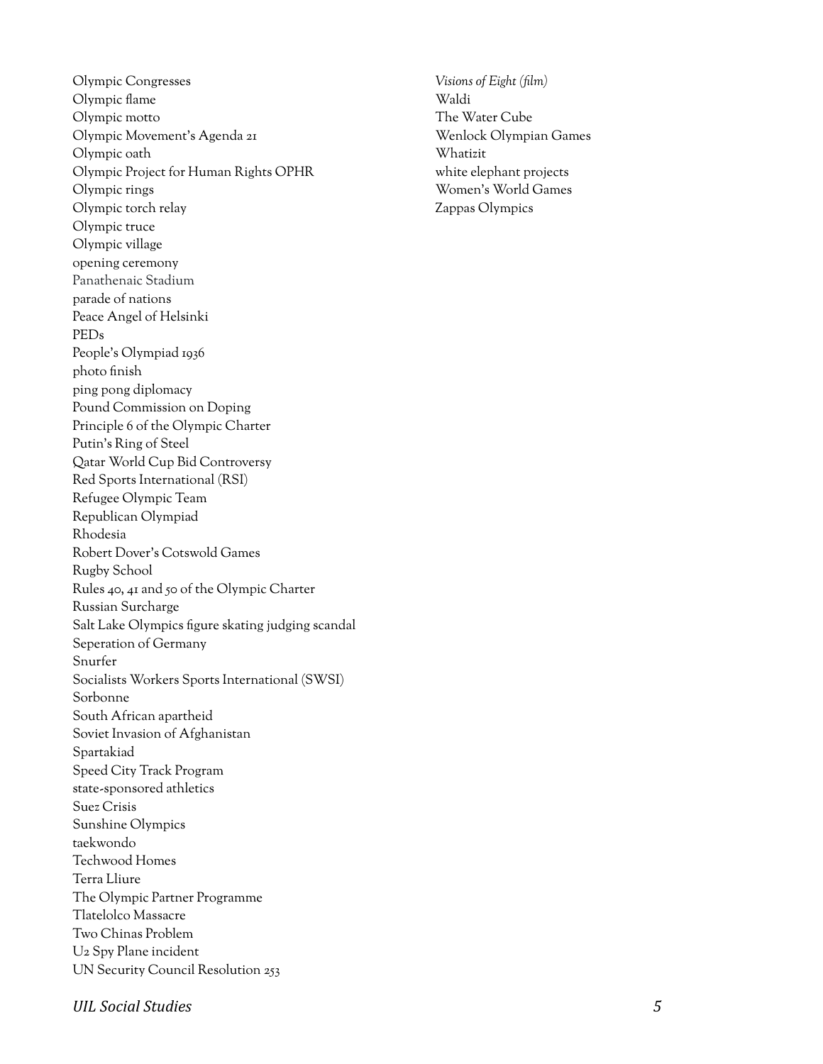Olympic Congresses
Olympic flame
Olympic motto
Olympic Movement's Agenda 21
Olympic oath
Olympic Project for Human Rights OPHR
Olympic rings
Olympic torch relay
Olympic truce
Olympic village
opening ceremony
Panathenaic Stadium
parade of nations
Peace Angel of Helsinki
PEDs
People's Olympiad 1936
photo finish
ping pong diplomacy
Pound Commission on Doping
Principle 6 of the Olympic Charter
Putin's Ring of Steel
Qatar World Cup Bid Controversy
Red Sports International (RSI)
Refugee Olympic Team
Republican Olympiad
Rhodesia
Robert Dover's Cotswold Games
Rugby School
Rules 40, 41 and 50 of the Olympic Charter
Russian Surcharge
Salt Lake Olympics figure skating judging scandal
Seperation of Germany
Snurfer
Socialists Workers Sports International (SWSI)
Sorbonne
South African apartheid
Soviet Invasion of Afghanistan
Spartakiad
Speed City Track Program
state-sponsored athletics
Suez Crisis
Sunshine Olympics
taekwondo
Techwood Homes
Terra Lliure
The Olympic Partner Programme
Tlatelolco Massacre
Two Chinas Problem
U2 Spy Plane incident
UN Security Council Resolution 253
*Visions of Eight (film)*
Waldi
The Water Cube
Wenlock Olympian Games
Whatizit
white elephant projects
Women's World Games
Zappas Olympics